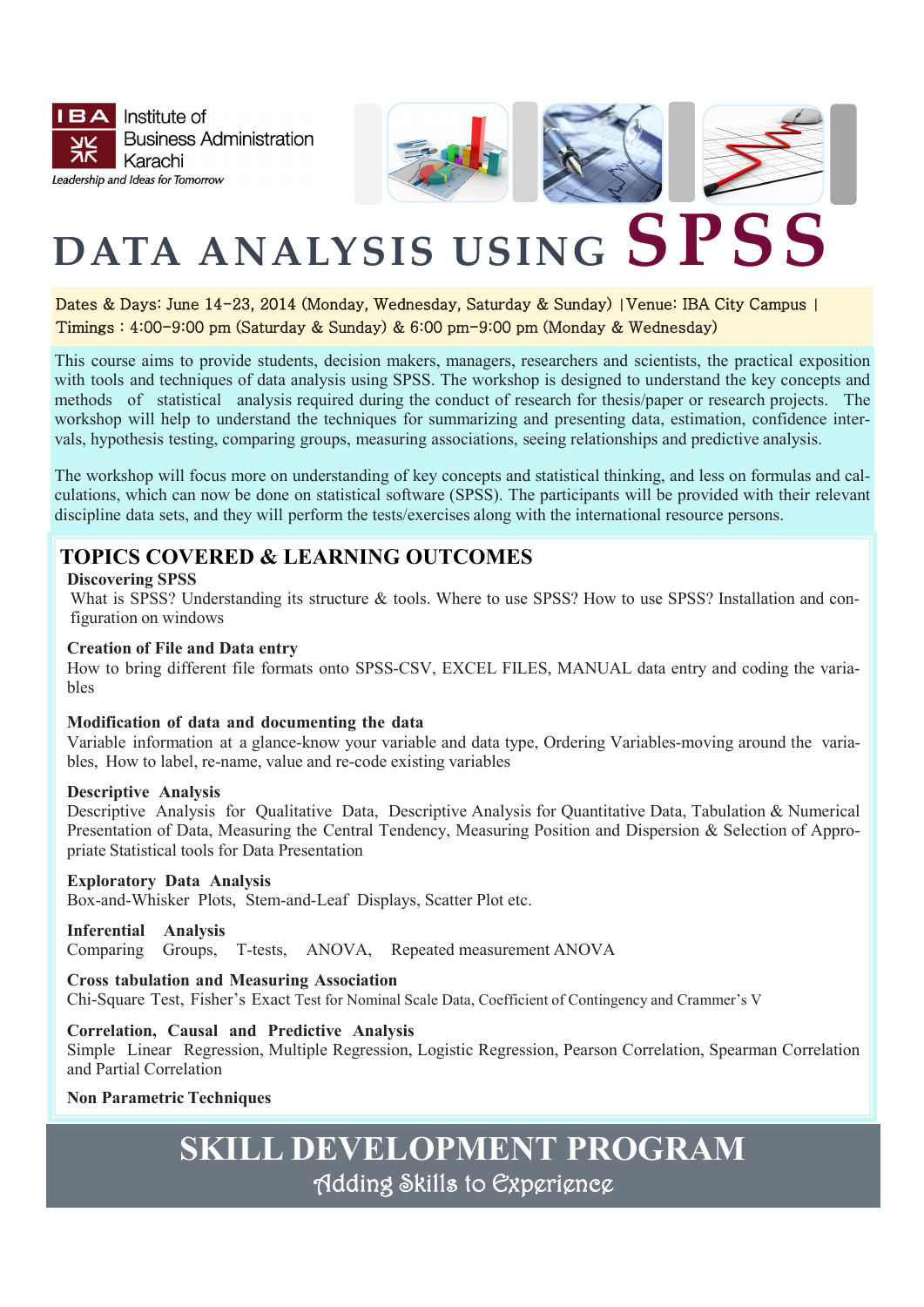IBA Institute of Business Administration Karachi

*Leadership and Ideas for Tomorrow*

# DATA ANALYSIS USING SPSS

Dates & Days: June 14-23, 2014 (Monday, Wednesday, Saturday & Sunday) | Venue: IBA City Campus | Timings : 4:00-9:00 pm (Saturday & Sunday) & 6:00 pm-9:00 pm (Monday & Wednesday)

This course aims to provide students, decision makers, managers, researchers and scientists, the practical exposition with tools and techniques of data analysis using SPSS. The workshop is designed to understand the key concepts and methods of statistical analysis required during the conduct of research for thesis/paper or research projects. The workshop will help to understand the techniques for summarizing and presenting data, estimation, confidence intervals, hypothesis testing, comparing groups, measuring associations, seeing relationships and predictive analysis.

The workshop will focus more on understanding of key concepts and statistical thinking, and less on formulas and calculations, which can now be done on statistical software (SPSS). The participants will be provided with their relevant discipline data sets, and they will perform the tests/exercises along with the international resource persons.

## TOPICS COVERED & LEARNING OUTCOMES

**Discovering SPSS**

What is SPSS? Understanding its structure & tools. Where to use SPSS? How to use SPSS? Installation and configuration on windows

**Creation of File and Data entry**

How to bring different file formats onto SPSS-CSV, EXCEL FILES, MANUAL data entry and coding the variables

**Modification of data and documenting the data**

Variable information at a glance-know your variable and data type, Ordering Variables-moving around the variables, How to label, re-name, value and re-code existing variables

**Descriptive Analysis**

Descriptive Analysis for Qualitative Data, Descriptive Analysis for Quantitative Data, Tabulation & Numerical Presentation of Data, Measuring the Central Tendency, Measuring Position and Dispersion & Selection of Appropriate Statistical tools for Data Presentation

**Exploratory Data Analysis**

Box-and-Whisker Plots, Stem-and-Leaf Displays, Scatter Plot etc.

**Inferential Analysis**

Comparing Groups, T-tests, ANOVA, Repeated measurement ANOVA

**Cross tabulation and Measuring Association**

Chi-Square Test, Fisher's Exact Test for Nominal Scale Data, Coefficient of Contingency and Crammer's V

**Correlation, Causal and Predictive Analysis**

Simple Linear Regression, Multiple Regression, Logistic Regression, Pearson Correlation, Spearman Correlation and Partial Correlation

**Non Parametric Techniques**

## SKILL DEVELOPMENT PROGRAM

*Adding Skills to Experience*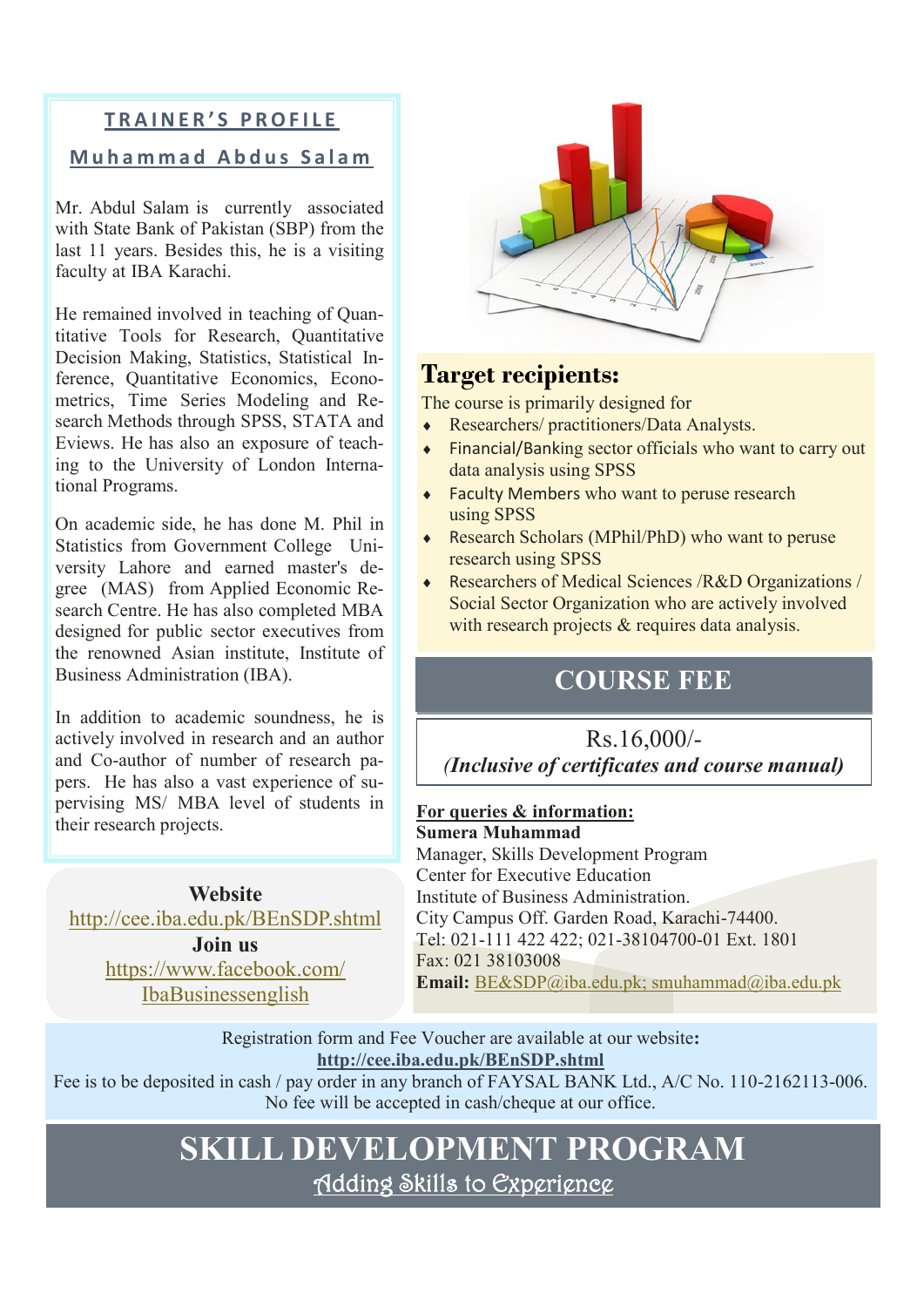## TRAINER'S PROFILE

### Muhammad Abdus Salam

Mr. Abdul Salam is currently associated with State Bank of Pakistan (SBP) from the last 11 years. Besides this, he is a visiting faculty at IBA Karachi.

He remained involved in teaching of Quantitative Tools for Research, Quantitative Decision Making, Statistics, Statistical Inference, Quantitative Economics, Econometrics, Time Series Modeling and Research Methods through SPSS, STATA and Eviews. He has also an exposure of teaching to the University of London International Programs.

On academic side, he has done M. Phil in Statistics from Government College University Lahore and earned master's degree (MAS) from Applied Economic Research Centre. He has also completed MBA designed for public sector executives from the renowned Asian institute, Institute of Business Administration (IBA).

In addition to academic soundness, he is actively involved in research and an author and Co-author of number of research papers. He has also a vast experience of supervising MS/ MBA level of students in their research projects.

**Website**

http://cee.iba.edu.pk/BEnSDP.shtml

**Join us**

https://www.facebook.com/IbaBusinessenglish

## Target recipients:

The course is primarily designed for

- Researchers/ practitioners/Data Analysts.
- Financial/Banking sector officials who want to carry out data analysis using SPSS
- Faculty Members who want to peruse research using SPSS
- Research Scholars (MPhil/PhD) who want to peruse research using SPSS
- Researchers of Medical Sciences /R&D Organizations / Social Sector Organization who are actively involved with research projects & requires data analysis.

## COURSE FEE

Rs.16,000/-

*(Inclusive of certificates and course manual)*

**For queries & information:**

**Sumera Muhammad**
Manager, Skills Development Program
Center for Executive Education
Institute of Business Administration.
City Campus Off. Garden Road, Karachi-74400.
Tel: 021-111 422 422; 021-38104700-01 Ext. 1801
Fax: 021 38103008
**Email:** BE&SDP@iba.edu.pk; smuhammad@iba.edu.pk

Registration form and Fee Voucher are available at our website:
**http://cee.iba.edu.pk/BEnSDP.shtml**
Fee is to be deposited in cash / pay order in any branch of FAYSAL BANK Ltd., A/C No. 110-2162113-006. No fee will be accepted in cash/cheque at our office.

# SKILL DEVELOPMENT PROGRAM

Adding Skills to Experience